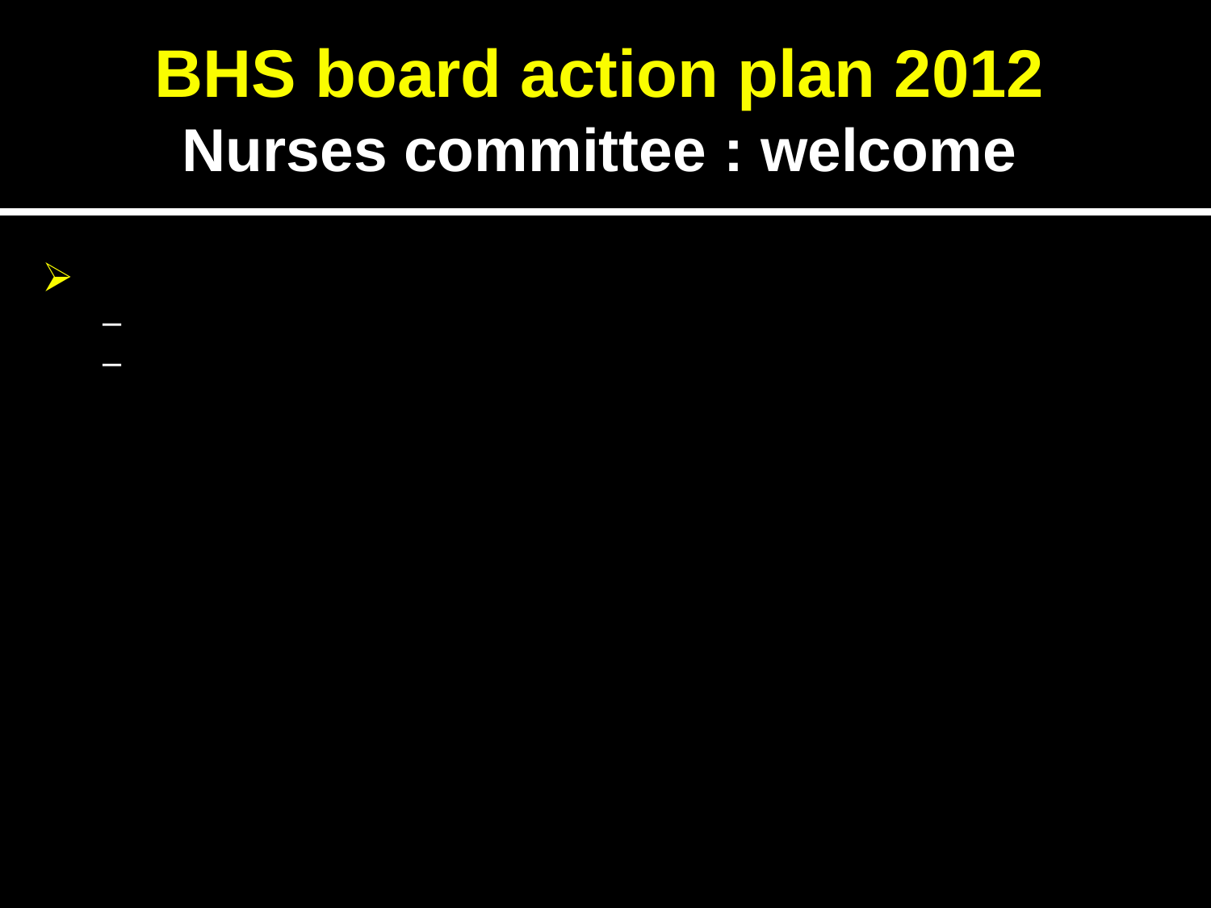# BHS board action plan 2012

## Nurses committee : welcome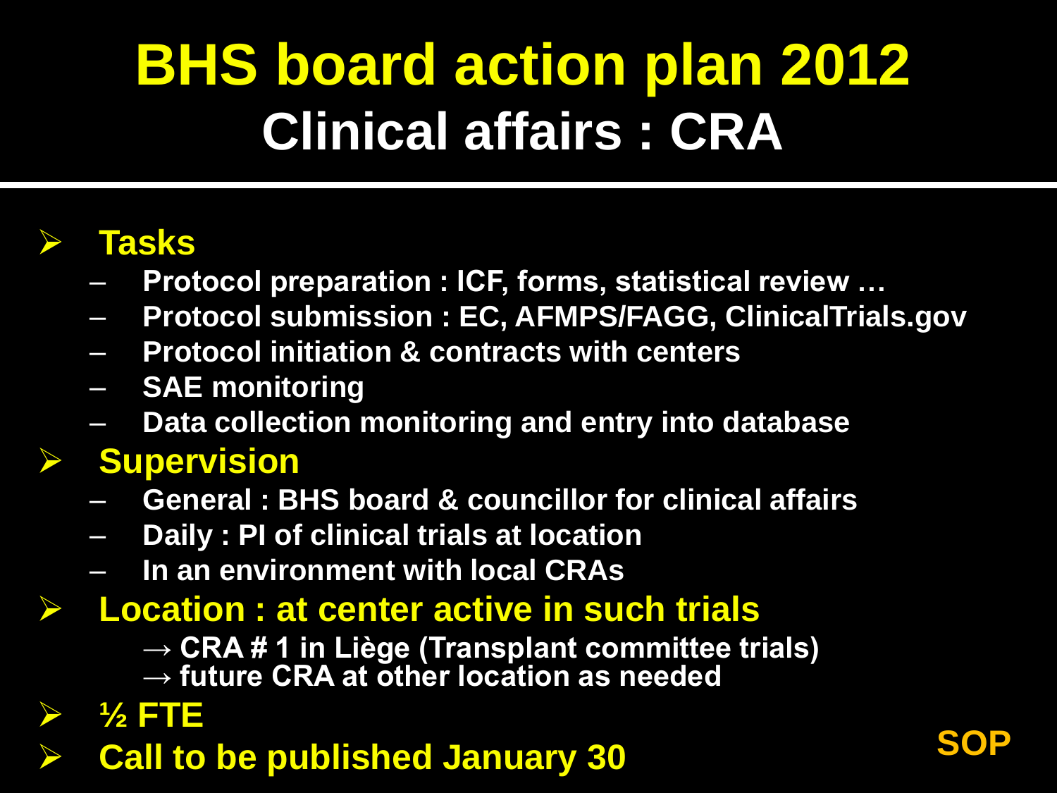# BHS board action plan 2012

## Clinical affairs : CRA

- **Tasks**
  - Protocol preparation : ICF, forms, statistical review …
  - Protocol submission : EC, AFMPS/FAGG, ClinicalTrials.gov
  - Protocol initiation & contracts with centers
  - SAE monitoring
  - Data collection monitoring and entry into database
- **Supervision**
  - General : BHS board & councillor for clinical affairs
  - Daily : PI of clinical trials at location
  - In an environment with local CRAs
- **Location : at center active in such trials**
  - → CRA # 1 in Liège (Transplant committee trials)
  - → future CRA at other location as needed
- **½ FTE**
- **Call to be published January 30**

**SOP**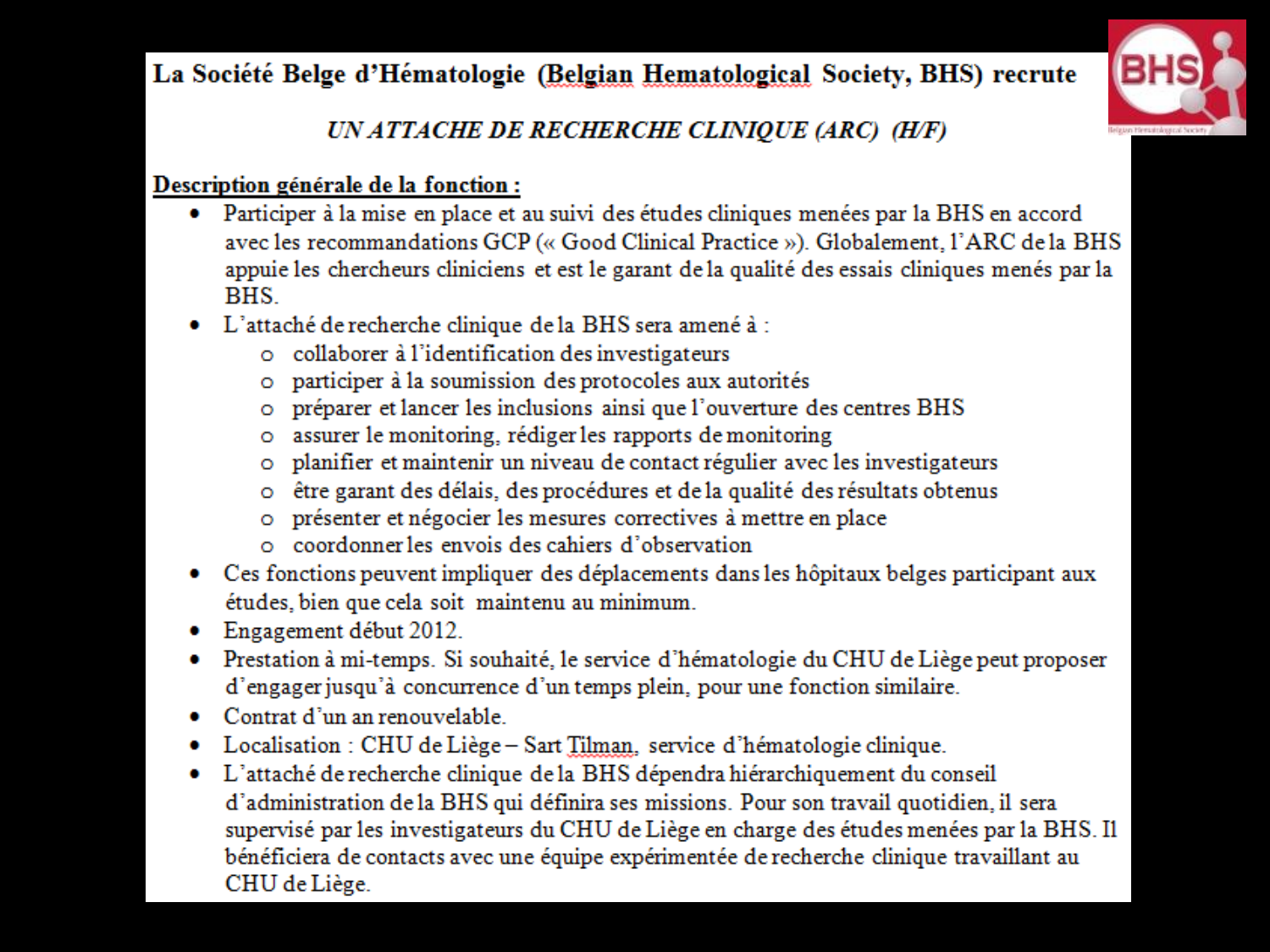**La Société Belge d'Hématologie (Belgian Hematological Society, BHS) recrute**

***UN ATTACHE DE RECHERCHE CLINIQUE (ARC) (H/F)***

**Description générale de la fonction :**

- Participer à la mise en place et au suivi des études cliniques menées par la BHS en accord avec les recommandations GCP (« Good Clinical Practice »). Globalement, l'ARC de la BHS appuie les chercheurs cliniciens et est le garant de la qualité des essais cliniques menés par la BHS.
- L'attaché de recherche clinique de la BHS sera amené à :
  - collaborer à l'identification des investigateurs
  - participer à la soumission des protocoles aux autorités
  - préparer et lancer les inclusions ainsi que l'ouverture des centres BHS
  - assurer le monitoring, rédiger les rapports de monitoring
  - planifier et maintenir un niveau de contact régulier avec les investigateurs
  - être garant des délais, des procédures et de la qualité des résultats obtenus
  - présenter et négocier les mesures correctives à mettre en place
  - coordonner les envois des cahiers d'observation
- Ces fonctions peuvent impliquer des déplacements dans les hôpitaux belges participant aux études, bien que cela soit maintenu au minimum.
- Engagement début 2012.
- Prestation à mi-temps. Si souhaité, le service d'hématologie du CHU de Liège peut proposer d'engager jusqu'à concurrence d'un temps plein, pour une fonction similaire.
- Contrat d'un an renouvelable.
- Localisation : CHU de Liège – Sart Tilman, service d'hématologie clinique.
- L'attaché de recherche clinique de la BHS dépendra hiérarchiquement du conseil d'administration de la BHS qui définira ses missions. Pour son travail quotidien, il sera supervisé par les investigateurs du CHU de Liège en charge des études menées par la BHS. Il bénéficiera de contacts avec une équipe expérimentée de recherche clinique travaillant au CHU de Liège.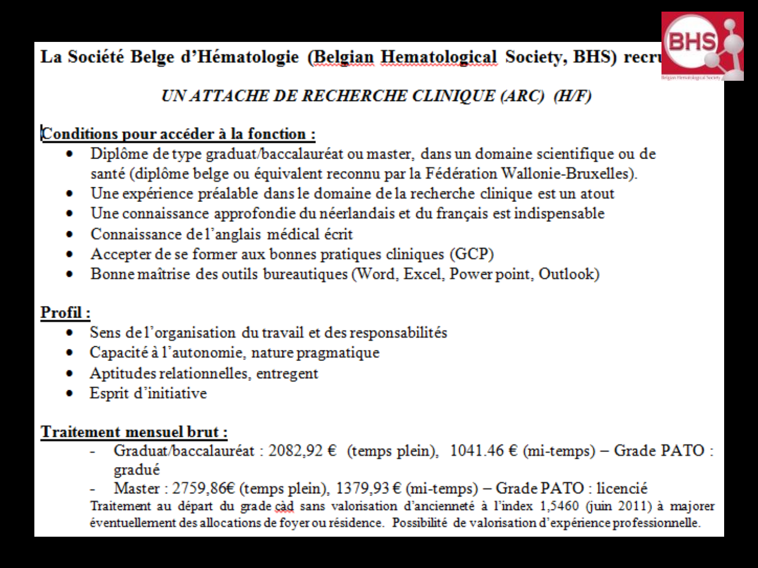**La Société Belge d'Hématologie (Belgian Hematological Society, BHS) recru**

## *UN ATTACHE DE RECHERCHE CLINIQUE (ARC) (H/F)*

**Conditions pour accéder à la fonction :**

- Diplôme de type graduat/baccalauréat ou master, dans un domaine scientifique ou de santé (diplôme belge ou équivalent reconnu par la Fédération Wallonie-Bruxelles).
- Une expérience préalable dans le domaine de la recherche clinique est un atout
- Une connaissance approfondie du néerlandais et du français est indispensable
- Connaissance de l'anglais médical écrit
- Accepter de se former aux bonnes pratiques cliniques (GCP)
- Bonne maîtrise des outils bureautiques (Word, Excel, Power point, Outlook)

**Profil :**

- Sens de l'organisation du travail et des responsabilités
- Capacité à l'autonomie, nature pragmatique
- Aptitudes relationnelles, entregent
- Esprit d'initiative

**Traitement mensuel brut :**

- Graduat/baccalauréat : 2082,92 € (temps plein), 1041.46 € (mi-temps) – Grade PATO : gradué
- Master : 2759,86€ (temps plein), 1379,93 € (mi-temps) – Grade PATO : licencié

Traitement au départ du grade càd sans valorisation d'ancienneté à l'index 1,5460 (juin 2011) à majorer éventuellement des allocations de foyer ou résidence. Possibilité de valorisation d'expérience professionnelle.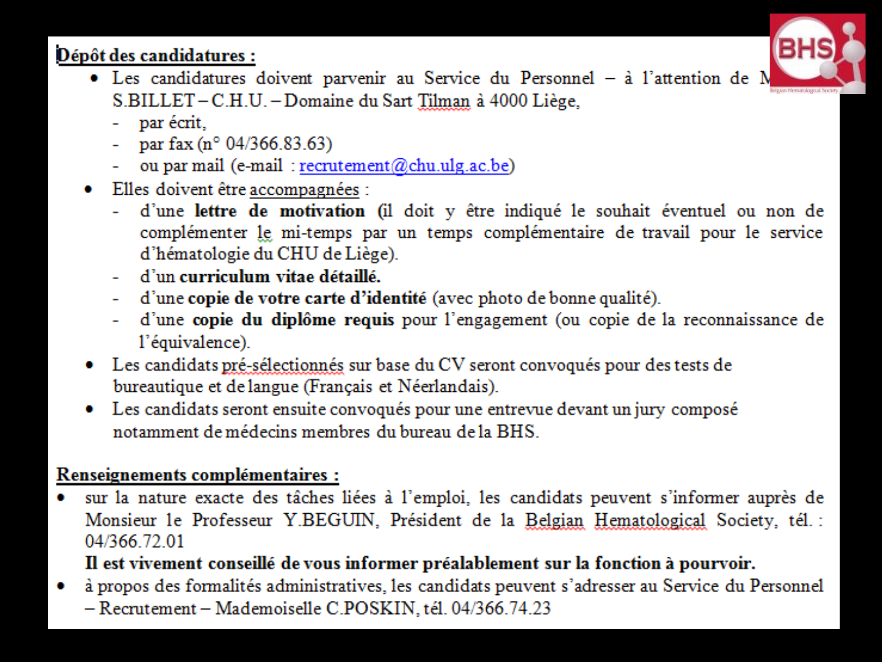**Dépôt des candidatures :**

- Les candidatures doivent parvenir au Service du Personnel – à l'attention de M S.BILLET – C.H.U. – Domaine du Sart Tilman à 4000 Liège,
  - par écrit,
  - par fax (n° 04/366.83.63)
  - ou par mail (e-mail : recrutement@chu.ulg.ac.be)
- Elles doivent être accompagnées :
  - d'une **lettre de motivation** (il doit y être indiqué le souhait éventuel ou non de complémenter le mi-temps par un temps complémentaire de travail pour le service d'hématologie du CHU de Liège).
  - d'un **curriculum vitae détaillé.**
  - d'une **copie de votre carte d'identité** (avec photo de bonne qualité).
  - d'une **copie du diplôme requis** pour l'engagement (ou copie de la reconnaissance de l'équivalence).
- Les candidats pré-sélectionnés sur base du CV seront convoqués pour des tests de bureautique et de langue (Français et Néerlandais).
- Les candidats seront ensuite convoqués pour une entrevue devant un jury composé notamment de médecins membres du bureau de la BHS.

**Renseignements complémentaires :**

- sur la nature exacte des tâches liées à l'emploi, les candidats peuvent s'informer auprès de Monsieur le Professeur Y.BEGUIN, Président de la Belgian Hematological Society, tél. : 04/366.72.01

  **Il est vivement conseillé de vous informer préalablement sur la fonction à pourvoir.**
- à propos des formalités administratives, les candidats peuvent s'adresser au Service du Personnel – Recrutement – Mademoiselle C.POSKIN, tél. 04/366.74.23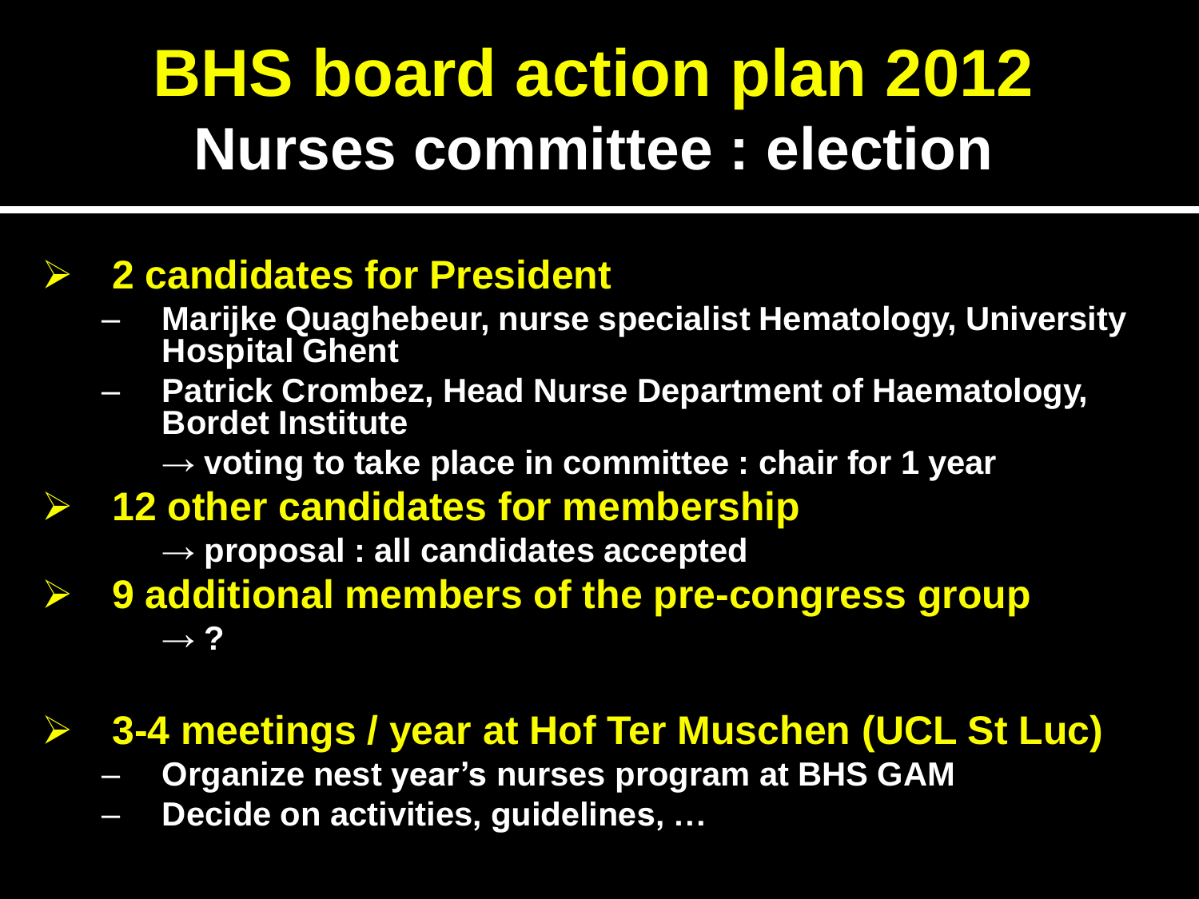# BHS board action plan 2012

## Nurses committee : election

- **2 candidates for President**
  - **Marijke Quaghebeur, nurse specialist Hematology, University Hospital Ghent**
  - **Patrick Crombez, Head Nurse Department of Haematology, Bordet Institute**

  **→ voting to take place in committee : chair for 1 year**
- **12 other candidates for membership**

  **→ proposal : all candidates accepted**
- **9 additional members of the pre-congress group**

  **→ ?**

- **3-4 meetings / year at Hof Ter Muschen (UCL St Luc)**
  - **Organize nest year's nurses program at BHS GAM**
  - **Decide on activities, guidelines, …**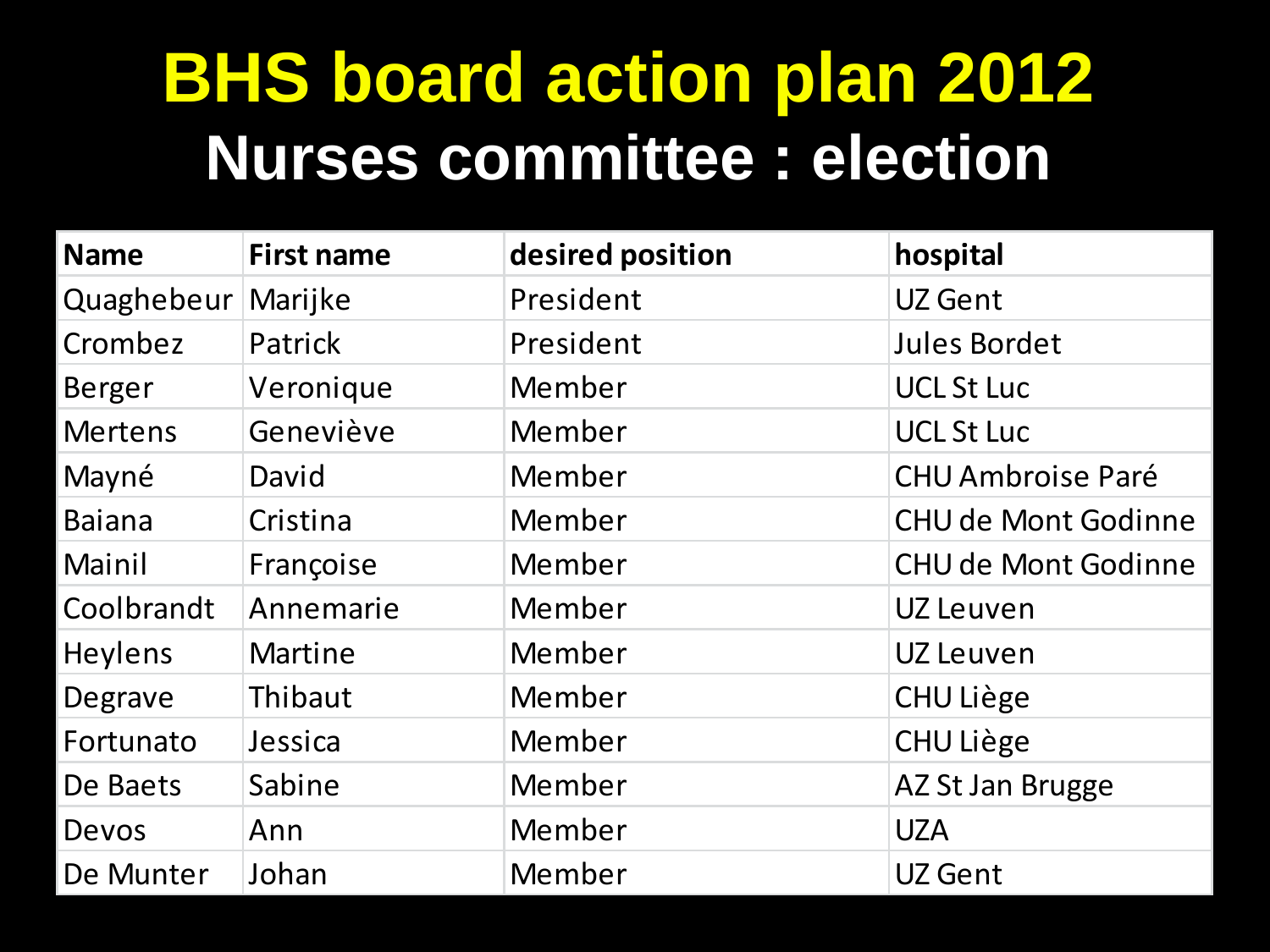# BHS board action plan 2012

## Nurses committee : election

| Name | First name | desired position | hospital |
|---|---|---|---|
| Quaghebeur | Marijke | President | UZ Gent |
| Crombez | Patrick | President | Jules Bordet |
| Berger | Veronique | Member | UCL St Luc |
| Mertens | Geneviève | Member | UCL St Luc |
| Mayné | David | Member | CHU Ambroise Paré |
| Baiana | Cristina | Member | CHU de Mont Godinne |
| Mainil | Françoise | Member | CHU de Mont Godinne |
| Coolbrandt | Annemarie | Member | UZ Leuven |
| Heylens | Martine | Member | UZ Leuven |
| Degrave | Thibaut | Member | CHU Liège |
| Fortunato | Jessica | Member | CHU Liège |
| De Baets | Sabine | Member | AZ St Jan Brugge |
| Devos | Ann | Member | UZA |
| De Munter | Johan | Member | UZ Gent |